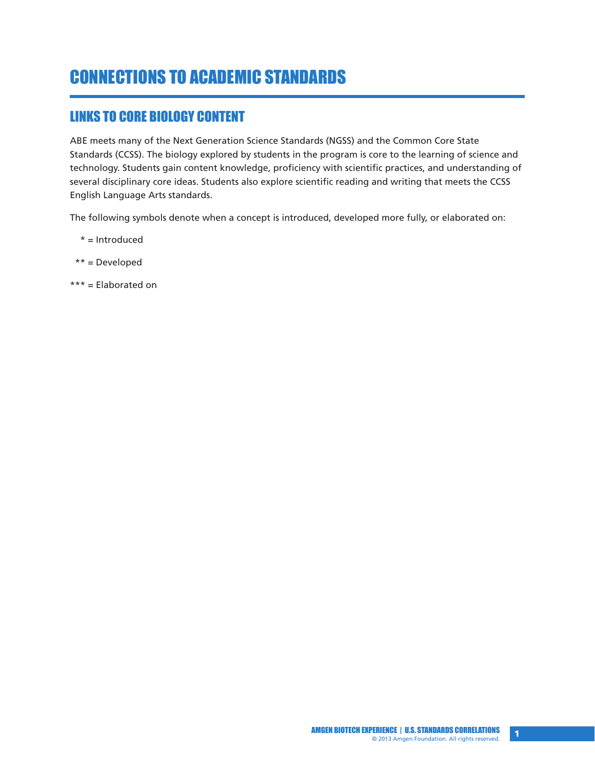# CONNECTIONS TO ACADEMIC STANDARDS

## LINKS TO CORE BIOLOGY CONTENT

ABE meets many of the Next Generation Science Standards (NGSS) and the Common Core State Standards (CCSS). The biology explored by students in the program is core to the learning of science and technology. Students gain content knowledge, proficiency with scientific practices, and understanding of several disciplinary core ideas. Students also explore scientific reading and writing that meets the CCSS English Language Arts standards.

The following symbols denote when a concept is introduced, developed more fully, or elaborated on:

* = Introduced

** = Developed

*** = Elaborated on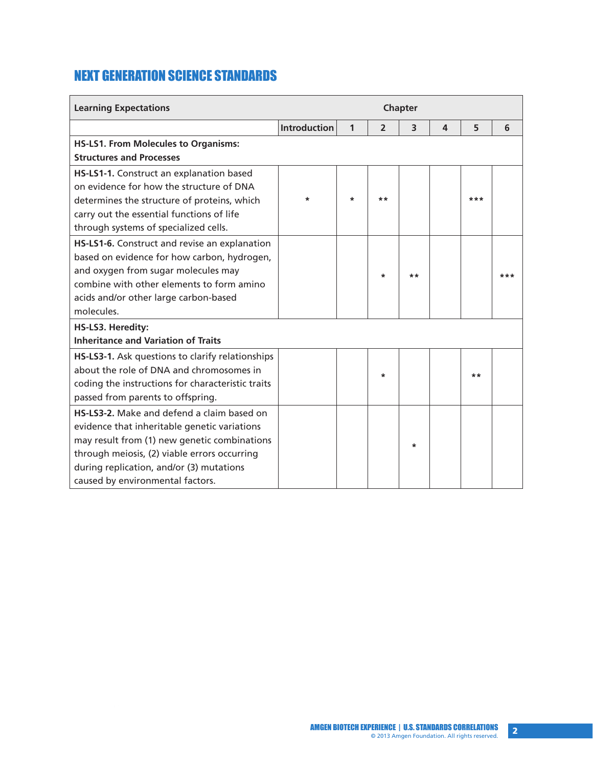## NEXT GENERATION SCIENCE STANDARDS

| Learning Expectations | Chapter | | | | | | |
|---|---|---|---|---|---|---|---|
| | Introduction | 1 | 2 | 3 | 4 | 5 | 6 |
| **HS-LS1. From Molecules to Organisms: Structures and Processes** | | | | | | | |
| **HS-LS1-1.** Construct an explanation based on evidence for how the structure of DNA determines the structure of proteins, which carry out the essential functions of life through systems of specialized cells. | * | * | ** | | | *** | |
| **HS-LS1-6.** Construct and revise an explanation based on evidence for how carbon, hydrogen, and oxygen from sugar molecules may combine with other elements to form amino acids and/or other large carbon-based molecules. | | | * | ** | | | *** |
| **HS-LS3. Heredity: Inheritance and Variation of Traits** | | | | | | | |
| **HS-LS3-1.** Ask questions to clarify relationships about the role of DNA and chromosomes in coding the instructions for characteristic traits passed from parents to offspring. | | | * | | | ** | |
| **HS-LS3-2.** Make and defend a claim based on evidence that inheritable genetic variations may result from (1) new genetic combinations through meiosis, (2) viable errors occurring during replication, and/or (3) mutations caused by environmental factors. | | | | * | | | |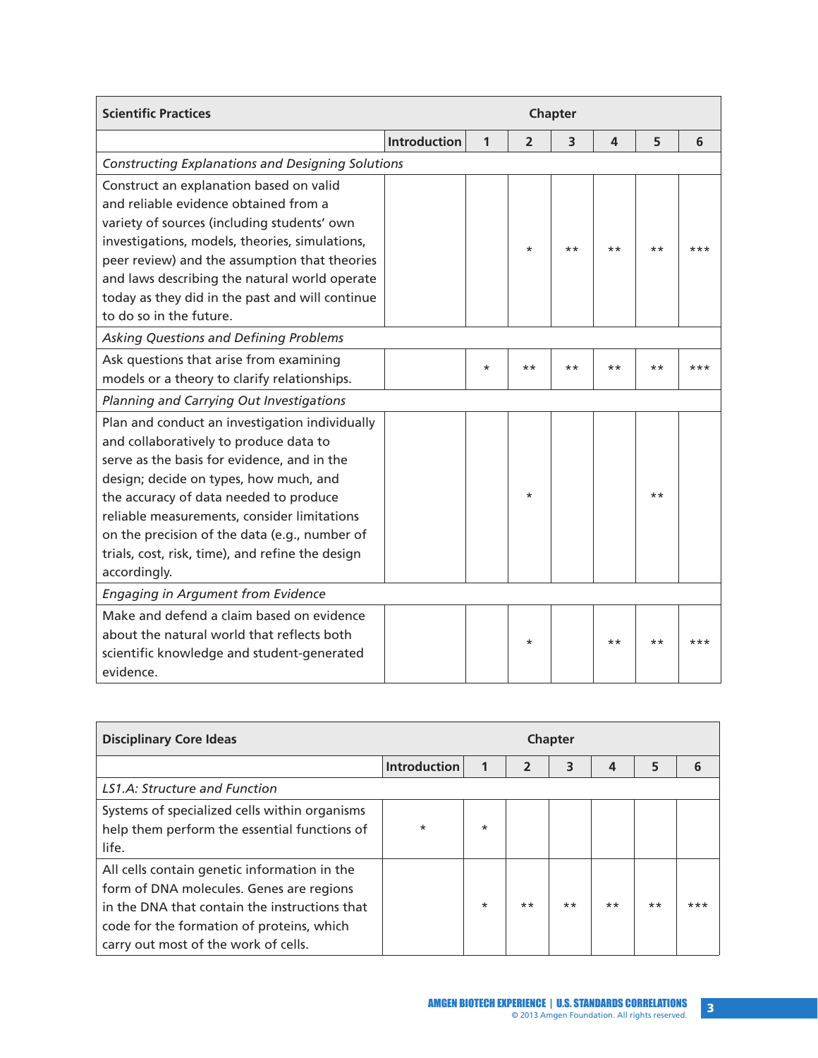| Scientific Practices | Chapter | | | | | | |
|---|---|---|---|---|---|---|---|
| | Introduction | 1 | 2 | 3 | 4 | 5 | 6 |
| *Constructing Explanations and Designing Solutions* | | | | | | | |
| Construct an explanation based on valid and reliable evidence obtained from a variety of sources (including students' own investigations, models, theories, simulations, peer review) and the assumption that theories and laws describing the natural world operate today as they did in the past and will continue to do so in the future. | | | * | ** | ** | ** | *** |
| *Asking Questions and Defining Problems* | | | | | | | |
| Ask questions that arise from examining models or a theory to clarify relationships. | | * | ** | ** | ** | ** | *** |
| *Planning and Carrying Out Investigations* | | | | | | | |
| Plan and conduct an investigation individually and collaboratively to produce data to serve as the basis for evidence, and in the design; decide on types, how much, and the accuracy of data needed to produce reliable measurements, consider limitations on the precision of the data (e.g., number of trials, cost, risk, time), and refine the design accordingly. | | | * | | | ** | |
| *Engaging in Argument from Evidence* | | | | | | | |
| Make and defend a claim based on evidence about the natural world that reflects both scientific knowledge and student-generated evidence. | | | * | | ** | ** | *** |

| Disciplinary Core Ideas | Chapter | | | | | | |
|---|---|---|---|---|---|---|---|
| | Introduction | 1 | 2 | 3 | 4 | 5 | 6 |
| *LS1.A: Structure and Function* | | | | | | | |
| Systems of specialized cells within organisms help them perform the essential functions of life. | * | * | | | | | |
| All cells contain genetic information in the form of DNA molecules. Genes are regions in the DNA that contain the instructions that code for the formation of proteins, which carry out most of the work of cells. | | * | ** | ** | ** | ** | *** |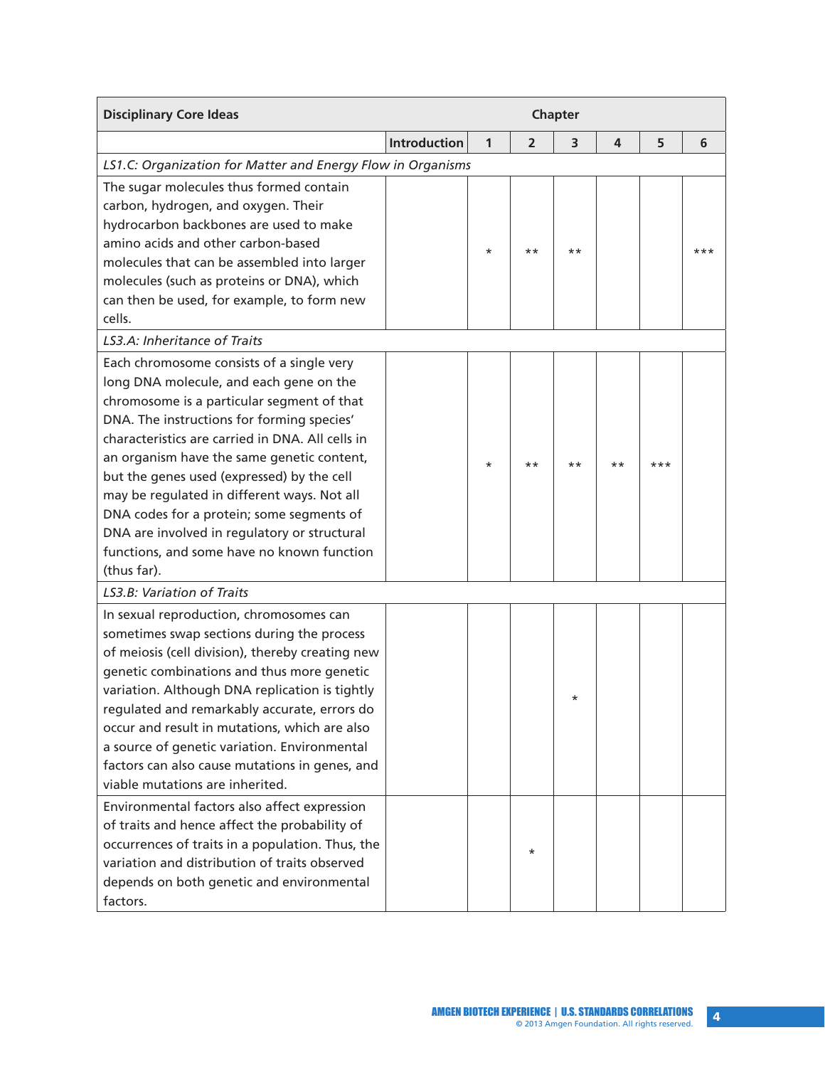| Disciplinary Core Ideas | Chapter | | | | | | |
|---|---|---|---|---|---|---|---|
| | Introduction | 1 | 2 | 3 | 4 | 5 | 6 |
| *LS1.C: Organization for Matter and Energy Flow in Organisms* | | | | | | | |
| The sugar molecules thus formed contain carbon, hydrogen, and oxygen. Their hydrocarbon backbones are used to make amino acids and other carbon-based molecules that can be assembled into larger molecules (such as proteins or DNA), which can then be used, for example, to form new cells. | | * | ** | ** | | | *** |
| *LS3.A: Inheritance of Traits* | | | | | | | |
| Each chromosome consists of a single very long DNA molecule, and each gene on the chromosome is a particular segment of that DNA. The instructions for forming species' characteristics are carried in DNA. All cells in an organism have the same genetic content, but the genes used (expressed) by the cell may be regulated in different ways. Not all DNA codes for a protein; some segments of DNA are involved in regulatory or structural functions, and some have no known function (thus far). | | * | ** | ** | ** | *** | |
| *LS3.B: Variation of Traits* | | | | | | | |
| In sexual reproduction, chromosomes can sometimes swap sections during the process of meiosis (cell division), thereby creating new genetic combinations and thus more genetic variation. Although DNA replication is tightly regulated and remarkably accurate, errors do occur and result in mutations, which are also a source of genetic variation. Environmental factors can also cause mutations in genes, and viable mutations are inherited. | | | | * | | | |
| Environmental factors also affect expression of traits and hence affect the probability of occurrences of traits in a population. Thus, the variation and distribution of traits observed depends on both genetic and environmental factors. | | | * | | | | |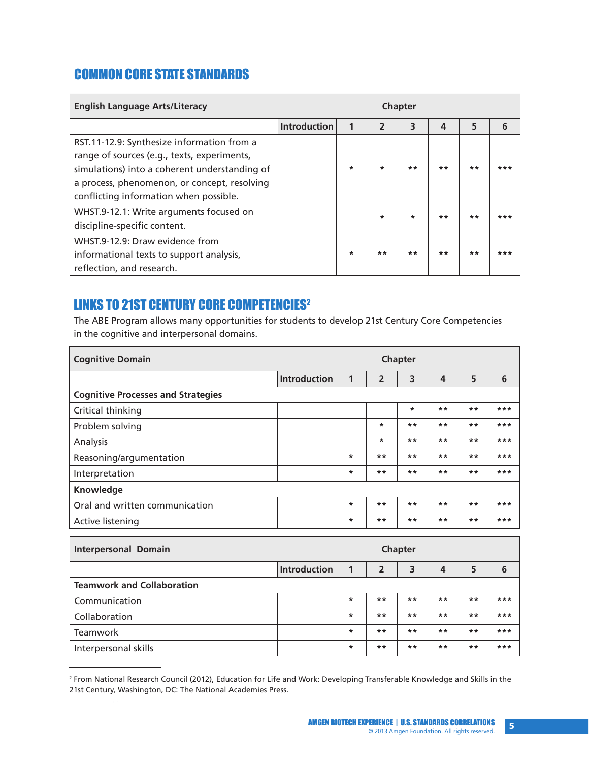## COMMON CORE STATE STANDARDS

| English Language Arts/Literacy | Chapter | | | | | | |
|---|---|---|---|---|---|---|---|
| | Introduction | 1 | 2 | 3 | 4 | 5 | 6 |
| RST.11-12.9: Synthesize information from a range of sources (e.g., texts, experiments, simulations) into a coherent understanding of a process, phenomenon, or concept, resolving conflicting information when possible. | | * | * | ** | ** | ** | *** |
| WHST.9-12.1: Write arguments focused on discipline-specific content. | | | * | * | ** | ** | *** |
| WHST.9-12.9: Draw evidence from informational texts to support analysis, reflection, and research. | | * | ** | ** | ** | ** | *** |

## LINKS TO 21ST CENTURY CORE COMPETENCIES[2]

The ABE Program allows many opportunities for students to develop 21st Century Core Competencies in the cognitive and interpersonal domains.

| Cognitive Domain | Chapter | | | | | | |
|---|---|---|---|---|---|---|---|
| | Introduction | 1 | 2 | 3 | 4 | 5 | 6 |
| **Cognitive Processes and Strategies** | | | | | | | |
| Critical thinking | | | | * | ** | ** | *** |
| Problem solving | | | * | ** | ** | ** | *** |
| Analysis | | | * | ** | ** | ** | *** |
| Reasoning/argumentation | | * | ** | ** | ** | ** | *** |
| Interpretation | | * | ** | ** | ** | ** | *** |
| **Knowledge** | | | | | | | |
| Oral and written communication | | * | ** | ** | ** | ** | *** |
| Active listening | | * | ** | ** | ** | ** | *** |

| Interpersonal Domain | Chapter | | | | | | |
|---|---|---|---|---|---|---|---|
| | Introduction | 1 | 2 | 3 | 4 | 5 | 6 |
| **Teamwork and Collaboration** | | | | | | | |
| Communication | | * | ** | ** | ** | ** | *** |
| Collaboration | | * | ** | ** | ** | ** | *** |
| Teamwork | | * | ** | ** | ** | ** | *** |
| Interpersonal skills | | * | ** | ** | ** | ** | *** |

[2] From National Research Council (2012), Education for Life and Work: Developing Transferable Knowledge and Skills in the 21st Century, Washington, DC: The National Academies Press.